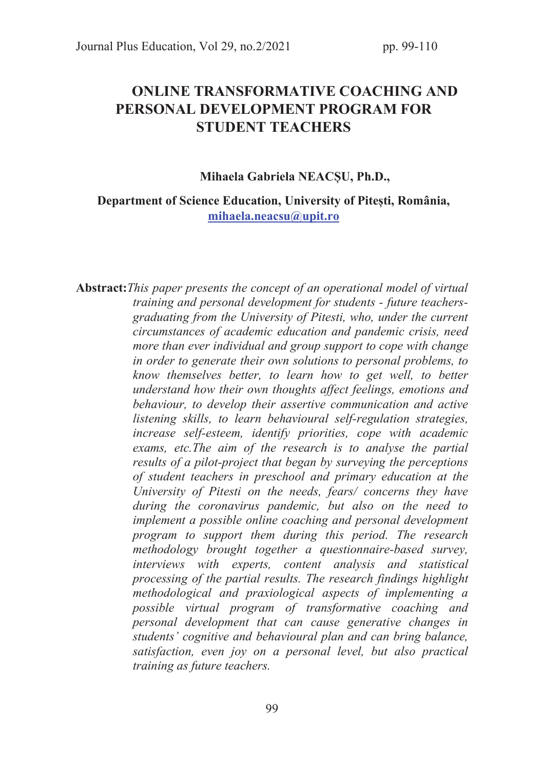# ONLINE TRANSFORMATIVE COACHING AND PERSONAL DEVELOPMENT PROGRAM FOR STUDENT TEACHERS

**Mihaela Gabriela NEACȘU, Ph.D.,**

**Department of Science Education, University of Pitești, România,**
**mihaela.neacsu@upit.ro**

**Abstract:** *This paper presents the concept of an operational model of virtual training and personal development for students - future teachers- graduating from the University of Pitesti, who, under the current circumstances of academic education and pandemic crisis, need more than ever individual and group support to cope with change in order to generate their own solutions to personal problems, to know themselves better, to learn how to get well, to better understand how their own thoughts affect feelings, emotions and behaviour, to develop their assertive communication and active listening skills, to learn behavioural self-regulation strategies, increase self-esteem, identify priorities, cope with academic exams, etc.The aim of the research is to analyse the partial results of a pilot-project that began by surveying the perceptions of student teachers in preschool and primary education at the University of Pitesti on the needs, fears/ concerns they have during the coronavirus pandemic, but also on the need to implement a possible online coaching and personal development program to support them during this period. The research methodology brought together a questionnaire-based survey, interviews with experts, content analysis and statistical processing of the partial results. The research findings highlight methodological and praxiological aspects of implementing a possible virtual program of transformative coaching and personal development that can cause generative changes in students' cognitive and behavioural plan and can bring balance, satisfaction, even joy on a personal level, but also practical training as future teachers.*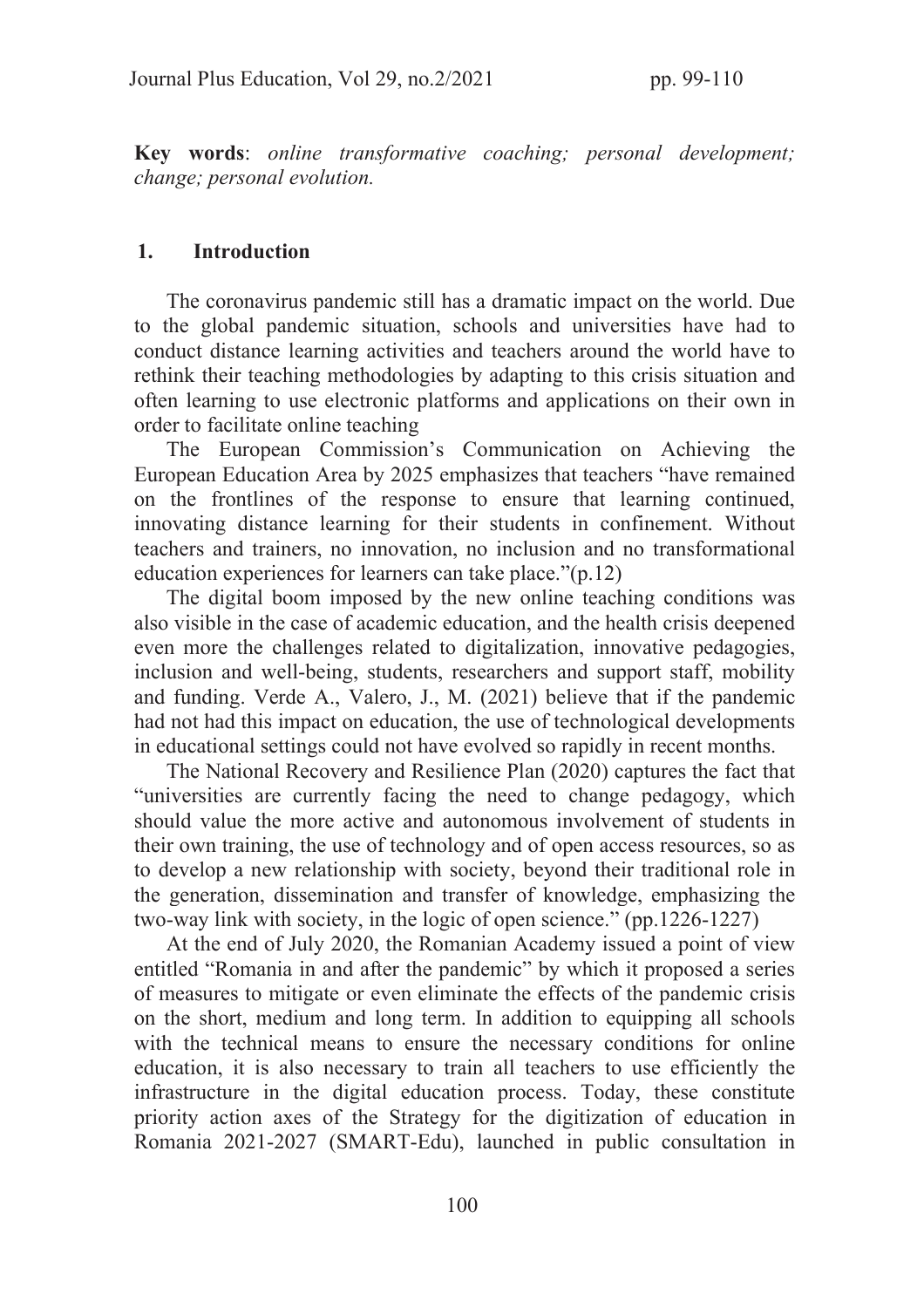**Key words**: *online transformative coaching; personal development; change; personal evolution.*

## 1. Introduction

The coronavirus pandemic still has a dramatic impact on the world. Due to the global pandemic situation, schools and universities have had to conduct distance learning activities and teachers around the world have to rethink their teaching methodologies by adapting to this crisis situation and often learning to use electronic platforms and applications on their own in order to facilitate online teaching

The European Commission's Communication on Achieving the European Education Area by 2025 emphasizes that teachers "have remained on the frontlines of the response to ensure that learning continued, innovating distance learning for their students in confinement. Without teachers and trainers, no innovation, no inclusion and no transformational education experiences for learners can take place."(p.12)

The digital boom imposed by the new online teaching conditions was also visible in the case of academic education, and the health crisis deepened even more the challenges related to digitalization, innovative pedagogies, inclusion and well-being, students, researchers and support staff, mobility and funding. Verde A., Valero, J., M. (2021) believe that if the pandemic had not had this impact on education, the use of technological developments in educational settings could not have evolved so rapidly in recent months.

The National Recovery and Resilience Plan (2020) captures the fact that "universities are currently facing the need to change pedagogy, which should value the more active and autonomous involvement of students in their own training, the use of technology and of open access resources, so as to develop a new relationship with society, beyond their traditional role in the generation, dissemination and transfer of knowledge, emphasizing the two-way link with society, in the logic of open science." (pp.1226-1227)

At the end of July 2020, the Romanian Academy issued a point of view entitled "Romania in and after the pandemic" by which it proposed a series of measures to mitigate or even eliminate the effects of the pandemic crisis on the short, medium and long term. In addition to equipping all schools with the technical means to ensure the necessary conditions for online education, it is also necessary to train all teachers to use efficiently the infrastructure in the digital education process. Today, these constitute priority action axes of the Strategy for the digitization of education in Romania 2021-2027 (SMART-Edu), launched in public consultation in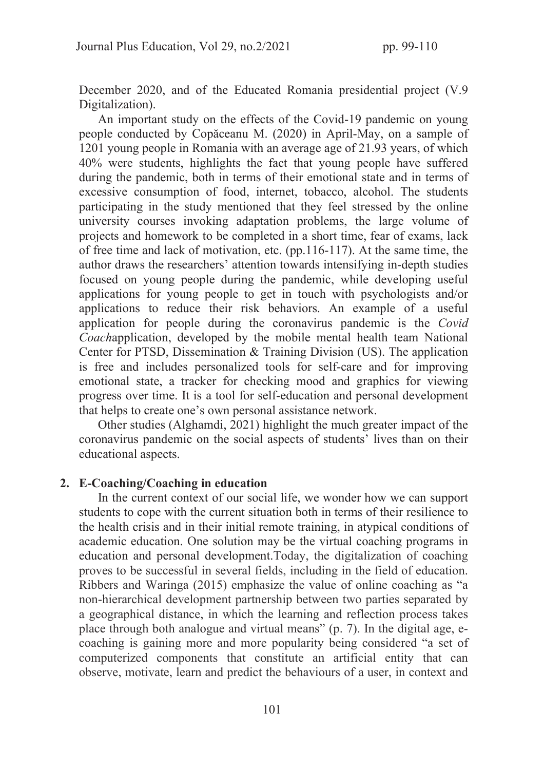December 2020, and of the Educated Romania presidential project (V.9 Digitalization).

An important study on the effects of the Covid-19 pandemic on young people conducted by Copăceanu M. (2020) in April-May, on a sample of 1201 young people in Romania with an average age of 21.93 years, of which 40% were students, highlights the fact that young people have suffered during the pandemic, both in terms of their emotional state and in terms of excessive consumption of food, internet, tobacco, alcohol. The students participating in the study mentioned that they feel stressed by the online university courses invoking adaptation problems, the large volume of projects and homework to be completed in a short time, fear of exams, lack of free time and lack of motivation, etc. (pp.116-117). At the same time, the author draws the researchers' attention towards intensifying in-depth studies focused on young people during the pandemic, while developing useful applications for young people to get in touch with psychologists and/or applications to reduce their risk behaviors. An example of a useful application for people during the coronavirus pandemic is the *Covid Coach*application, developed by the mobile mental health team National Center for PTSD, Dissemination & Training Division (US). The application is free and includes personalized tools for self-care and for improving emotional state, a tracker for checking mood and graphics for viewing progress over time. It is a tool for self-education and personal development that helps to create one's own personal assistance network.

Other studies (Alghamdi, 2021) highlight the much greater impact of the coronavirus pandemic on the social aspects of students' lives than on their educational aspects.

## 2. E-Coaching/Coaching in education

In the current context of our social life, we wonder how we can support students to cope with the current situation both in terms of their resilience to the health crisis and in their initial remote training, in atypical conditions of academic education. One solution may be the virtual coaching programs in education and personal development.Today, the digitalization of coaching proves to be successful in several fields, including in the field of education. Ribbers and Waringa (2015) emphasize the value of online coaching as "a non-hierarchical development partnership between two parties separated by a geographical distance, in which the learning and reflection process takes place through both analogue and virtual means" (p. 7). In the digital age, e-coaching is gaining more and more popularity being considered "a set of computerized components that constitute an artificial entity that can observe, motivate, learn and predict the behaviours of a user, in context and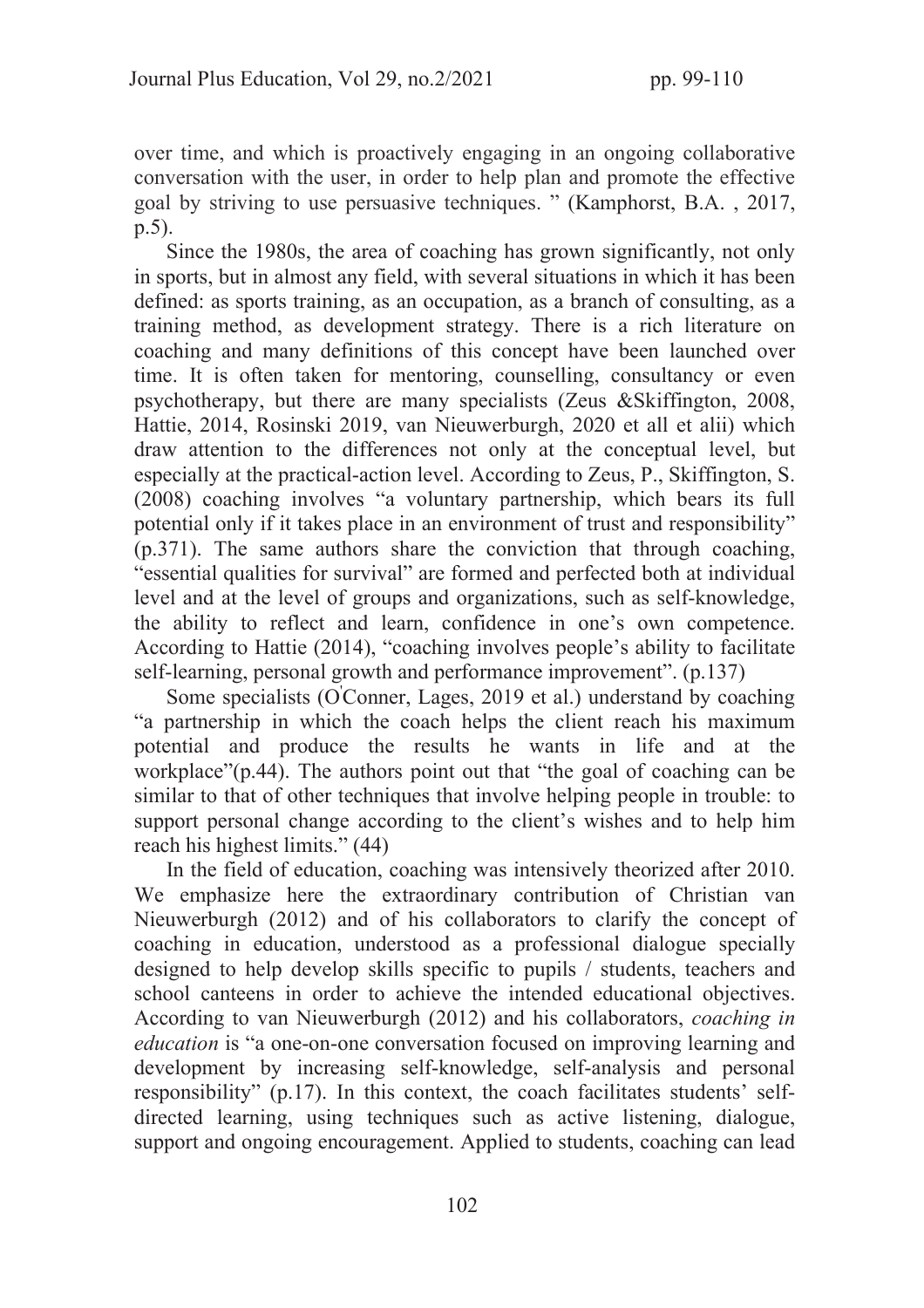over time, and which is proactively engaging in an ongoing collaborative conversation with the user, in order to help plan and promote the effective goal by striving to use persuasive techniques. " (Kamphorst, B.A. , 2017, p.5).

Since the 1980s, the area of coaching has grown significantly, not only in sports, but in almost any field, with several situations in which it has been defined: as sports training, as an occupation, as a branch of consulting, as a training method, as development strategy. There is a rich literature on coaching and many definitions of this concept have been launched over time. It is often taken for mentoring, counselling, consultancy or even psychotherapy, but there are many specialists (Zeus &Skiffington, 2008, Hattie, 2014, Rosinski 2019, van Nieuwerburgh, 2020 et all et alii) which draw attention to the differences not only at the conceptual level, but especially at the practical-action level. According to Zeus, P., Skiffington, S. (2008) coaching involves "a voluntary partnership, which bears its full potential only if it takes place in an environment of trust and responsibility" (p.371). The same authors share the conviction that through coaching, "essential qualities for survival" are formed and perfected both at individual level and at the level of groups and organizations, such as self-knowledge, the ability to reflect and learn, confidence in one's own competence. According to Hattie (2014), "coaching involves people's ability to facilitate self-learning, personal growth and performance improvement". (p.137)

Some specialists (O'Conner, Lages, 2019 et al.) understand by coaching "a partnership in which the coach helps the client reach his maximum potential and produce the results he wants in life and at the workplace"(p.44). The authors point out that "the goal of coaching can be similar to that of other techniques that involve helping people in trouble: to support personal change according to the client's wishes and to help him reach his highest limits." (44)

In the field of education, coaching was intensively theorized after 2010. We emphasize here the extraordinary contribution of Christian van Nieuwerburgh (2012) and of his collaborators to clarify the concept of coaching in education, understood as a professional dialogue specially designed to help develop skills specific to pupils / students, teachers and school canteens in order to achieve the intended educational objectives. According to van Nieuwerburgh (2012) and his collaborators, *coaching in education* is "a one-on-one conversation focused on improving learning and development by increasing self-knowledge, self-analysis and personal responsibility" (p.17). In this context, the coach facilitates students' self-directed learning, using techniques such as active listening, dialogue, support and ongoing encouragement. Applied to students, coaching can lead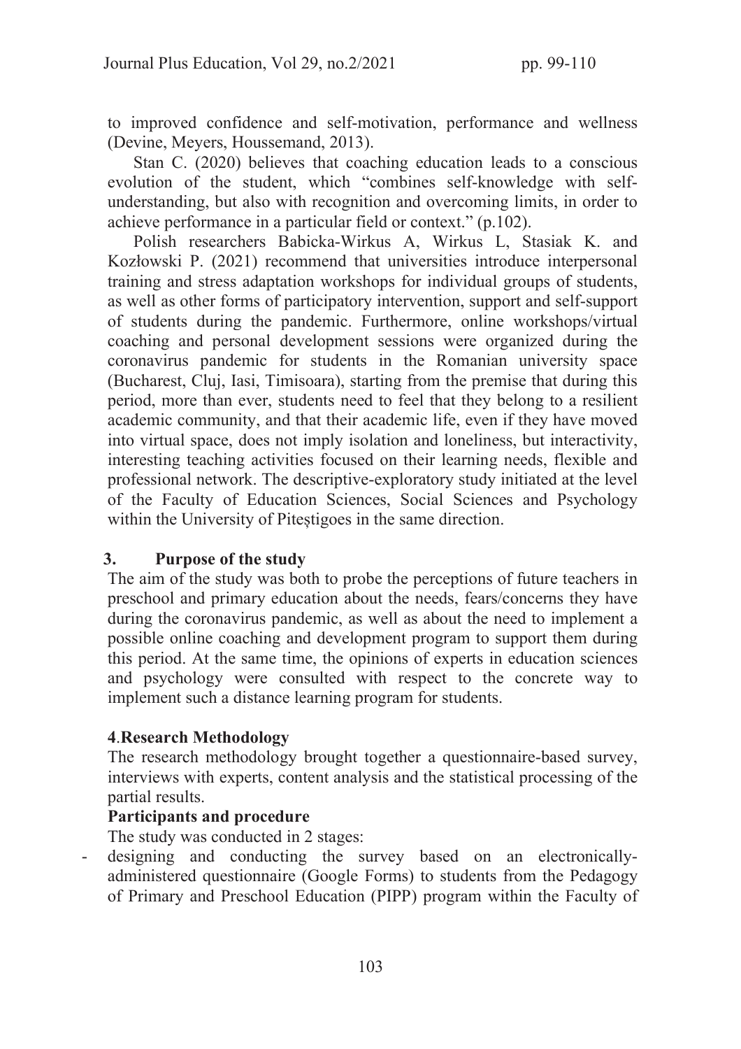to improved confidence and self-motivation, performance and wellness (Devine, Meyers, Houssemand, 2013).

Stan C. (2020) believes that coaching education leads to a conscious evolution of the student, which "combines self-knowledge with self-understanding, but also with recognition and overcoming limits, in order to achieve performance in a particular field or context." (p.102).

Polish researchers Babicka-Wirkus A, Wirkus L, Stasiak K. and Kozłowski P. (2021) recommend that universities introduce interpersonal training and stress adaptation workshops for individual groups of students, as well as other forms of participatory intervention, support and self-support of students during the pandemic. Furthermore, online workshops/virtual coaching and personal development sessions were organized during the coronavirus pandemic for students in the Romanian university space (Bucharest, Cluj, Iasi, Timisoara), starting from the premise that during this period, more than ever, students need to feel that they belong to a resilient academic community, and that their academic life, even if they have moved into virtual space, does not imply isolation and loneliness, but interactivity, interesting teaching activities focused on their learning needs, flexible and professional network. The descriptive-exploratory study initiated at the level of the Faculty of Education Sciences, Social Sciences and Psychology within the University of Piteștigoes in the same direction.

## 3. Purpose of the study

The aim of the study was both to probe the perceptions of future teachers in preschool and primary education about the needs, fears/concerns they have during the coronavirus pandemic, as well as about the need to implement a possible online coaching and development program to support them during this period. At the same time, the opinions of experts in education sciences and psychology were consulted with respect to the concrete way to implement such a distance learning program for students.

## 4. Research Methodology

The research methodology brought together a questionnaire-based survey, interviews with experts, content analysis and the statistical processing of the partial results.

**Participants and procedure**

The study was conducted in 2 stages:

- designing and conducting the survey based on an electronically-administered questionnaire (Google Forms) to students from the Pedagogy of Primary and Preschool Education (PIPP) program within the Faculty of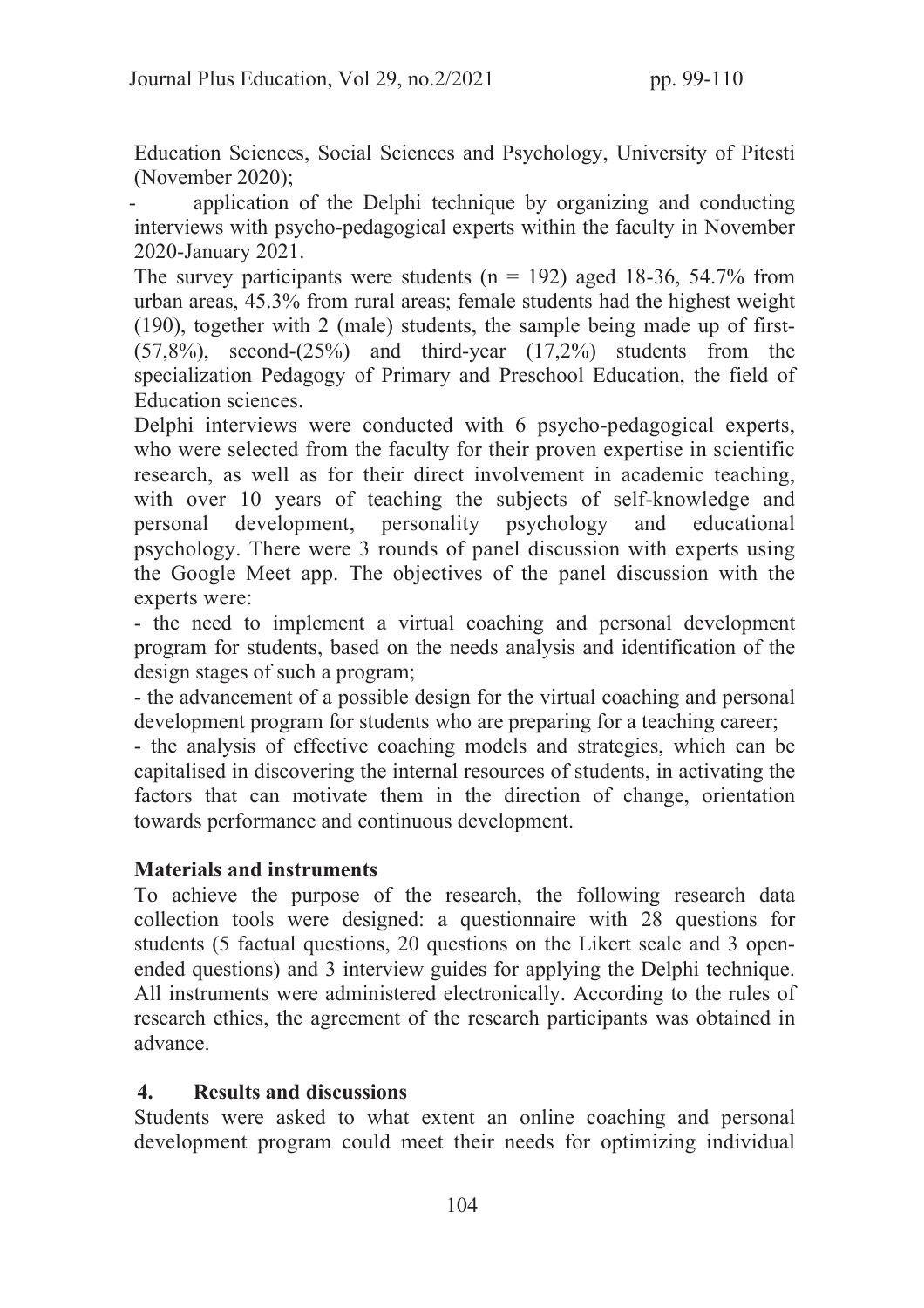Education Sciences, Social Sciences and Psychology, University of Pitesti (November 2020);

- application of the Delphi technique by organizing and conducting interviews with psycho-pedagogical experts within the faculty in November 2020-January 2021.

The survey participants were students (n = 192) aged 18-36, 54.7% from urban areas, 45.3% from rural areas; female students had the highest weight (190), together with 2 (male) students, the sample being made up of first-(57,8%), second-(25%) and third-year (17,2%) students from the specialization Pedagogy of Primary and Preschool Education, the field of Education sciences.

Delphi interviews were conducted with 6 psycho-pedagogical experts, who were selected from the faculty for their proven expertise in scientific research, as well as for their direct involvement in academic teaching, with over 10 years of teaching the subjects of self-knowledge and personal development, personality psychology and educational psychology. There were 3 rounds of panel discussion with experts using the Google Meet app. The objectives of the panel discussion with the experts were:

- the need to implement a virtual coaching and personal development program for students, based on the needs analysis and identification of the design stages of such a program;
- the advancement of a possible design for the virtual coaching and personal development program for students who are preparing for a teaching career;
- the analysis of effective coaching models and strategies, which can be capitalised in discovering the internal resources of students, in activating the factors that can motivate them in the direction of change, orientation towards performance and continuous development.

**Materials and instruments**

To achieve the purpose of the research, the following research data collection tools were designed: a questionnaire with 28 questions for students (5 factual questions, 20 questions on the Likert scale and 3 open-ended questions) and 3 interview guides for applying the Delphi technique. All instruments were administered electronically. According to the rules of research ethics, the agreement of the research participants was obtained in advance.

## 4. Results and discussions

Students were asked to what extent an online coaching and personal development program could meet their needs for optimizing individual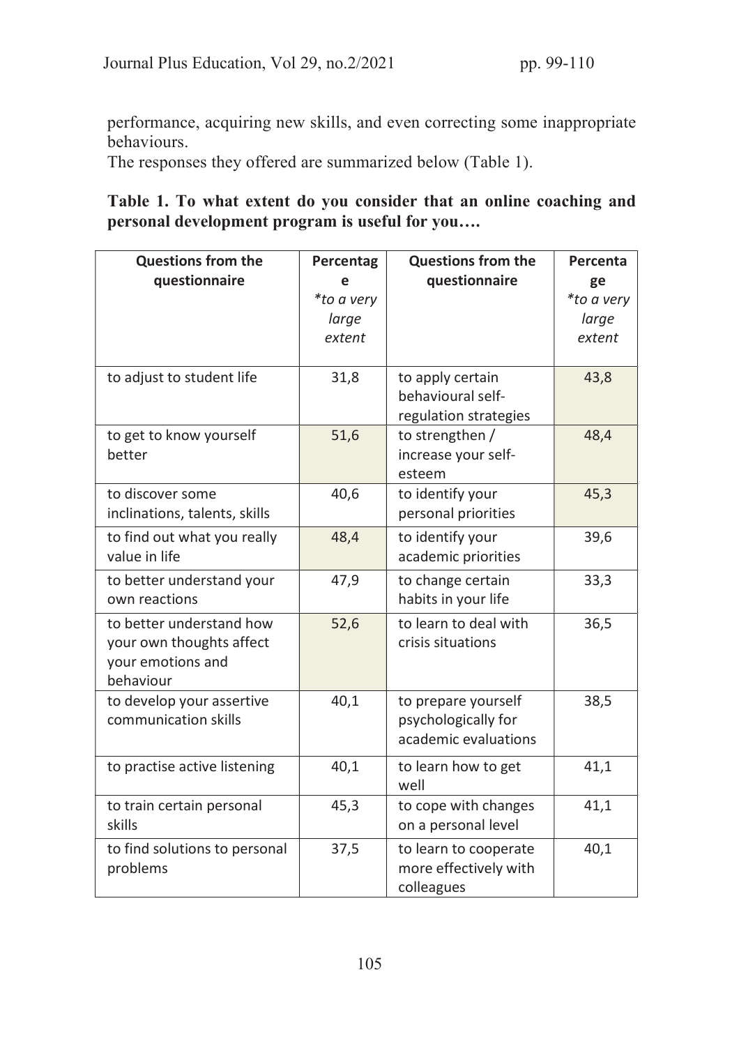performance, acquiring new skills, and even correcting some inappropriate behaviours.

The responses they offered are summarized below (Table 1).

**Table 1. To what extent do you consider that an online coaching and personal development program is useful for you….**

| Questions from the questionnaire | Percentage *\*to a very large extent* | Questions from the questionnaire | Percentage *\*to a very large extent* |
|---|---|---|---|
| to adjust to student life | 31,8 | to apply certain behavioural self-regulation strategies | 43,8 |
| to get to know yourself better | 51,6 | to strengthen / increase your self-esteem | 48,4 |
| to discover some inclinations, talents, skills | 40,6 | to identify your personal priorities | 45,3 |
| to find out what you really value in life | 48,4 | to identify your academic priorities | 39,6 |
| to better understand your own reactions | 47,9 | to change certain habits in your life | 33,3 |
| to better understand how your own thoughts affect your emotions and behaviour | 52,6 | to learn to deal with crisis situations | 36,5 |
| to develop your assertive communication skills | 40,1 | to prepare yourself psychologically for academic evaluations | 38,5 |
| to practise active listening | 40,1 | to learn how to get well | 41,1 |
| to train certain personal skills | 45,3 | to cope with changes on a personal level | 41,1 |
| to find solutions to personal problems | 37,5 | to learn to cooperate more effectively with colleagues | 40,1 |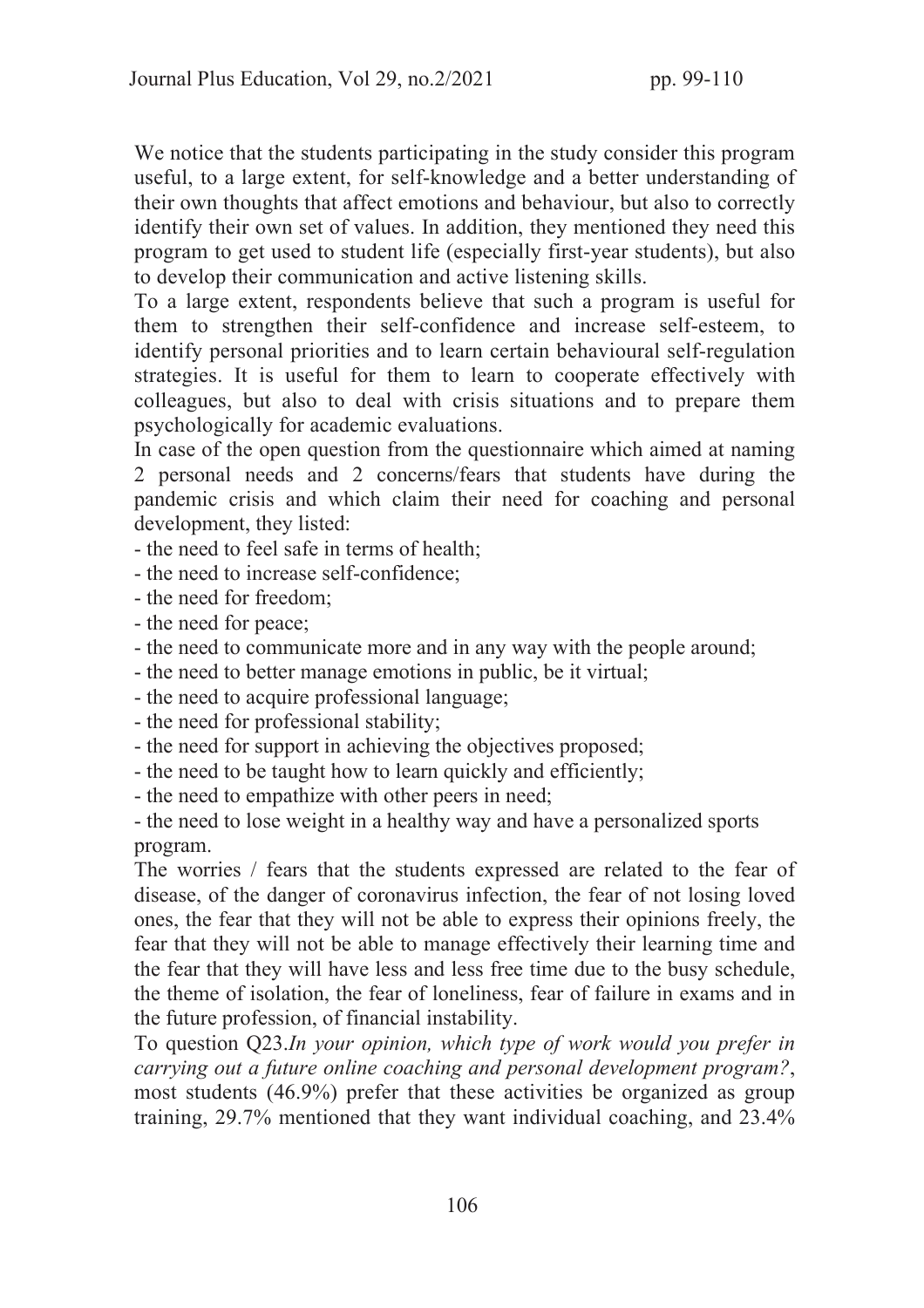We notice that the students participating in the study consider this program useful, to a large extent, for self-knowledge and a better understanding of their own thoughts that affect emotions and behaviour, but also to correctly identify their own set of values. In addition, they mentioned they need this program to get used to student life (especially first-year students), but also to develop their communication and active listening skills.

To a large extent, respondents believe that such a program is useful for them to strengthen their self-confidence and increase self-esteem, to identify personal priorities and to learn certain behavioural self-regulation strategies. It is useful for them to learn to cooperate effectively with colleagues, but also to deal with crisis situations and to prepare them psychologically for academic evaluations.

In case of the open question from the questionnaire which aimed at naming 2 personal needs and 2 concerns/fears that students have during the pandemic crisis and which claim their need for coaching and personal development, they listed:

- the need to feel safe in terms of health;
- the need to increase self-confidence;
- the need for freedom;
- the need for peace;
- the need to communicate more and in any way with the people around;
- the need to better manage emotions in public, be it virtual;
- the need to acquire professional language;
- the need for professional stability;
- the need for support in achieving the objectives proposed;
- the need to be taught how to learn quickly and efficiently;
- the need to empathize with other peers in need;
- the need to lose weight in a healthy way and have a personalized sports program.

The worries / fears that the students expressed are related to the fear of disease, of the danger of coronavirus infection, the fear of not losing loved ones, the fear that they will not be able to express their opinions freely, the fear that they will not be able to manage effectively their learning time and the fear that they will have less and less free time due to the busy schedule, the theme of isolation, the fear of loneliness, fear of failure in exams and in the future profession, of financial instability.

To question Q23.*In your opinion, which type of work would you prefer in carrying out a future online coaching and personal development program?*, most students (46.9%) prefer that these activities be organized as group training, 29.7% mentioned that they want individual coaching, and 23.4%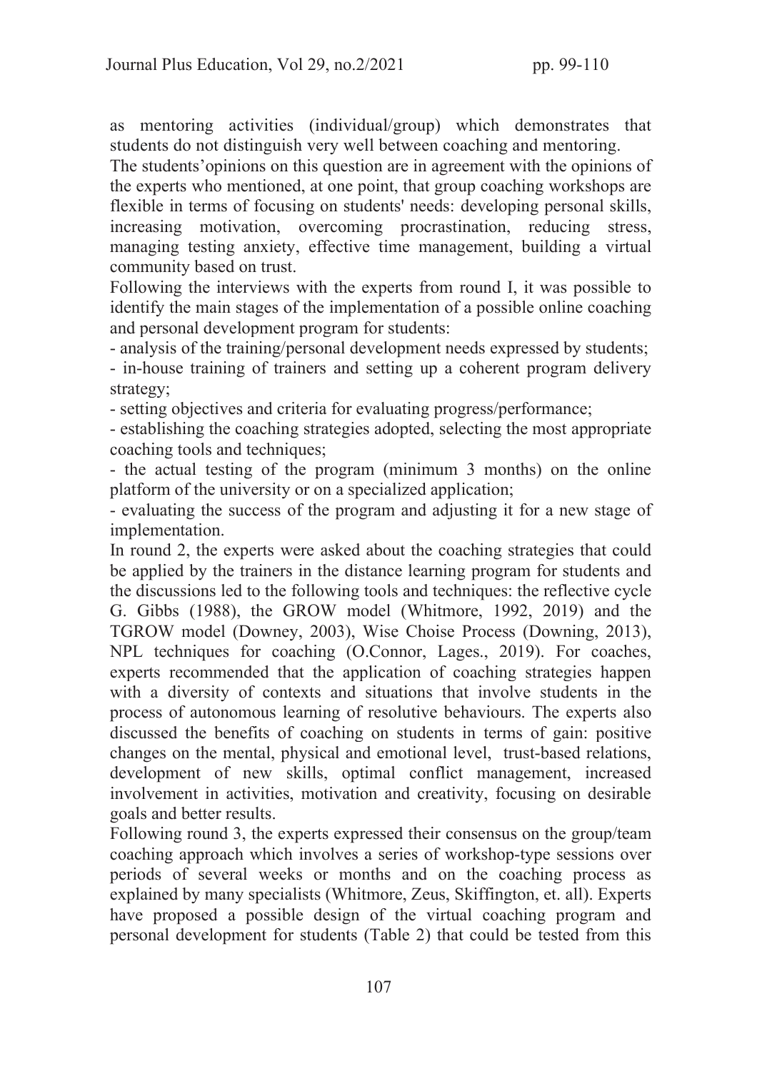as mentoring activities (individual/group) which demonstrates that students do not distinguish very well between coaching and mentoring.

The students'opinions on this question are in agreement with the opinions of the experts who mentioned, at one point, that group coaching workshops are flexible in terms of focusing on students' needs: developing personal skills, increasing motivation, overcoming procrastination, reducing stress, managing testing anxiety, effective time management, building a virtual community based on trust.

Following the interviews with the experts from round I, it was possible to identify the main stages of the implementation of a possible online coaching and personal development program for students:

- analysis of the training/personal development needs expressed by students;
- in-house training of trainers and setting up a coherent program delivery strategy;
- setting objectives and criteria for evaluating progress/performance;
- establishing the coaching strategies adopted, selecting the most appropriate coaching tools and techniques;
- the actual testing of the program (minimum 3 months) on the online platform of the university or on a specialized application;
- evaluating the success of the program and adjusting it for a new stage of implementation.

In round 2, the experts were asked about the coaching strategies that could be applied by the trainers in the distance learning program for students and the discussions led to the following tools and techniques: the reflective cycle G. Gibbs (1988), the GROW model (Whitmore, 1992, 2019) and the TGROW model (Downey, 2003), Wise Choise Process (Downing, 2013), NPL techniques for coaching (O.Connor, Lages., 2019). For coaches, experts recommended that the application of coaching strategies happen with a diversity of contexts and situations that involve students in the process of autonomous learning of resolutive behaviours. The experts also discussed the benefits of coaching on students in terms of gain: positive changes on the mental, physical and emotional level, trust-based relations, development of new skills, optimal conflict management, increased involvement in activities, motivation and creativity, focusing on desirable goals and better results.

Following round 3, the experts expressed their consensus on the group/team coaching approach which involves a series of workshop-type sessions over periods of several weeks or months and on the coaching process as explained by many specialists (Whitmore, Zeus, Skiffington, et. all). Experts have proposed a possible design of the virtual coaching program and personal development for students (Table 2) that could be tested from this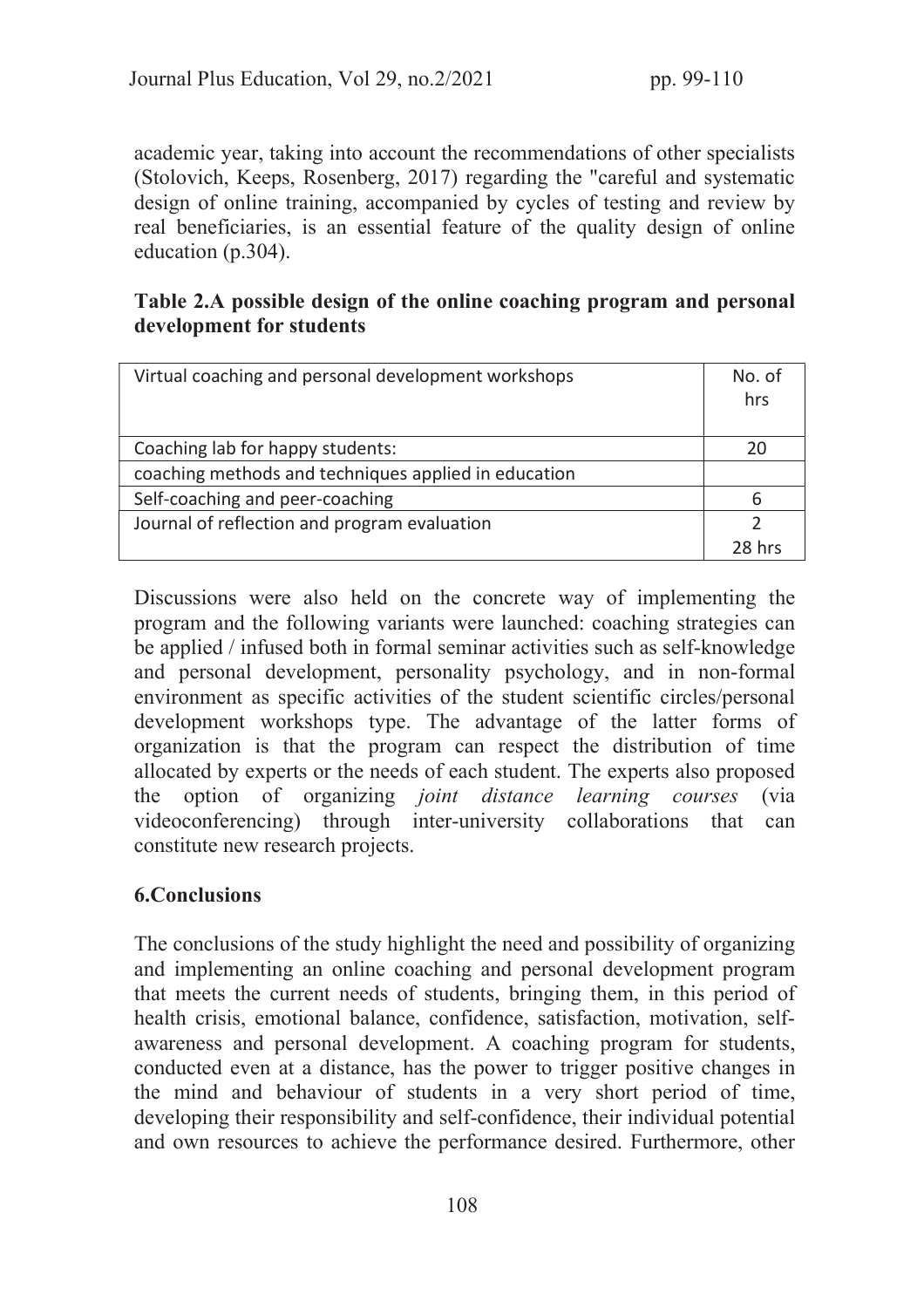academic year, taking into account the recommendations of other specialists (Stolovich, Keeps, Rosenberg, 2017) regarding the "careful and systematic design of online training, accompanied by cycles of testing and review by real beneficiaries, is an essential feature of the quality design of online education (p.304).

**Table 2.A possible design of the online coaching program and personal development for students**

| Virtual coaching and personal development workshops | No. of hrs |
| --- | --- |
| Coaching lab for happy students: | 20 |
| coaching methods and techniques applied in education | |
| Self-coaching and peer-coaching | 6 |
| Journal of reflection and program evaluation | 2 |
| | 28 hrs |

Discussions were also held on the concrete way of implementing the program and the following variants were launched: coaching strategies can be applied / infused both in formal seminar activities such as self-knowledge and personal development, personality psychology, and in non-formal environment as specific activities of the student scientific circles/personal development workshops type. The advantage of the latter forms of organization is that the program can respect the distribution of time allocated by experts or the needs of each student. The experts also proposed the option of organizing *joint distance learning courses* (via videoconferencing) through inter-university collaborations that can constitute new research projects.

## 6.Conclusions

The conclusions of the study highlight the need and possibility of organizing and implementing an online coaching and personal development program that meets the current needs of students, bringing them, in this period of health crisis, emotional balance, confidence, satisfaction, motivation, self-awareness and personal development. A coaching program for students, conducted even at a distance, has the power to trigger positive changes in the mind and behaviour of students in a very short period of time, developing their responsibility and self-confidence, their individual potential and own resources to achieve the performance desired. Furthermore, other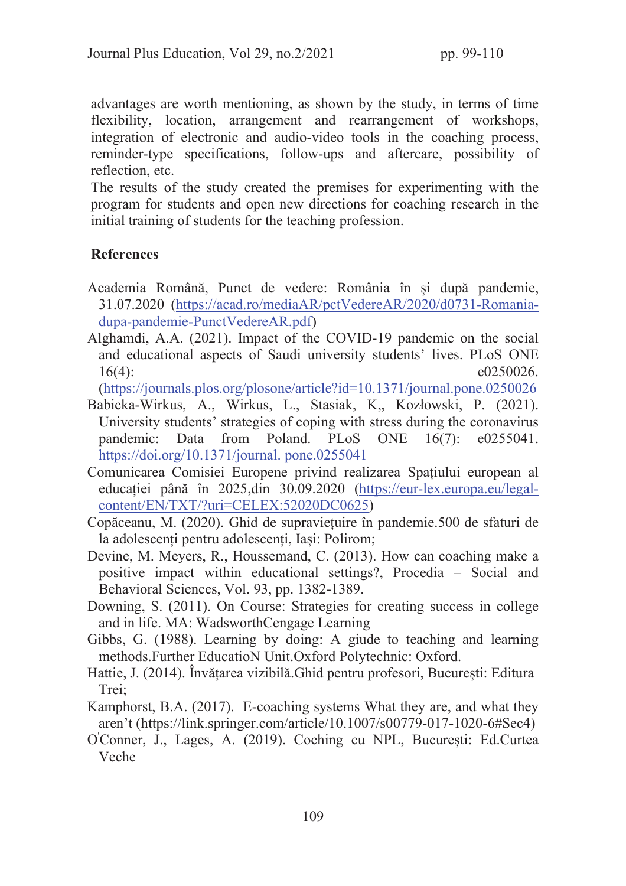advantages are worth mentioning, as shown by the study, in terms of time flexibility, location, arrangement and rearrangement of workshops, integration of electronic and audio-video tools in the coaching process, reminder-type specifications, follow-ups and aftercare, possibility of reflection, etc.

The results of the study created the premises for experimenting with the program for students and open new directions for coaching research in the initial training of students for the teaching profession.

**References**

Academia Română, Punct de vedere: România în și după pandemie, 31.07.2020 (https://acad.ro/mediaAR/pctVedereAR/2020/d0731-Romania-dupa-pandemie-PunctVedereAR.pdf)

Alghamdi, A.A. (2021). Impact of the COVID-19 pandemic on the social and educational aspects of Saudi university students' lives. PLoS ONE 16(4): e0250026. (https://journals.plos.org/plosone/article?id=10.1371/journal.pone.0250026

Babicka-Wirkus, A., Wirkus, L., Stasiak, K,, Kozłowski, P. (2021). University students' strategies of coping with stress during the coronavirus pandemic: Data from Poland. PLoS ONE 16(7): e0255041. https://doi.org/10.1371/journal. pone.0255041

Comunicarea Comisiei Europene privind realizarea Spațiului european al educației până în 2025,din 30.09.2020 (https://eur-lex.europa.eu/legal-content/EN/TXT/?uri=CELEX:52020DC0625)

Copăceanu, M. (2020). Ghid de supraviețuire în pandemie.500 de sfaturi de la adolescenți pentru adolescenți, Iași: Polirom;

Devine, M. Meyers, R., Houssemand, C. (2013). How can coaching make a positive impact within educational settings?, Procedia – Social and Behavioral Sciences, Vol. 93, pp. 1382-1389.

Downing, S. (2011). On Course: Strategies for creating success in college and in life. MA: WadsworthCengage Learning

Gibbs, G. (1988). Learning by doing: A giude to teaching and learning methods.Further EducatioN Unit.Oxford Polytechnic: Oxford.

Hattie, J. (2014). Învățarea vizibilă.Ghid pentru profesori, București: Editura Trei;

Kamphorst, B.A. (2017). E-coaching systems What they are, and what they aren't (https://link.springer.com/article/10.1007/s00779-017-1020-6#Sec4)

O'Conner, J., Lages, A. (2019). Coching cu NPL, București: Ed.Curtea Veche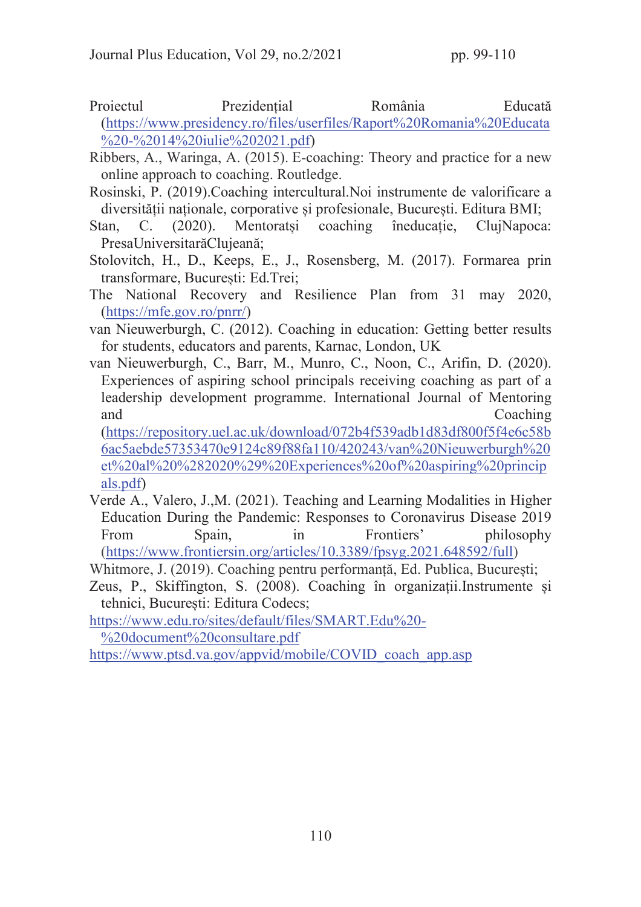Proiectul Prezidențial România Educată (https://www.presidency.ro/files/userfiles/Raport%20Romania%20Educata%20-%2014%20iulie%202021.pdf)

Ribbers, A., Waringa, A. (2015). E-coaching: Theory and practice for a new online approach to coaching. Routledge.

Rosinski, P. (2019).Coaching intercultural.Noi instrumente de valorificare a diversității naționale, corporative și profesionale, București. Editura BMI;

Stan, C. (2020). Mentoratși coaching îneducație, ClujNapoca: PresaUniversitarăClujeană;

Stolovitch, H., D., Keeps, E., J., Rosensberg, M. (2017). Formarea prin transformare, București: Ed.Trei;

The National Recovery and Resilience Plan from 31 may 2020, (https://mfe.gov.ro/pnrr/)

van Nieuwerburgh, C. (2012). Coaching in education: Getting better results for students, educators and parents, Karnac, London, UK

van Nieuwerburgh, C., Barr, M., Munro, C., Noon, C., Arifin, D. (2020). Experiences of aspiring school principals receiving coaching as part of a leadership development programme. International Journal of Mentoring and Coaching (https://repository.uel.ac.uk/download/072b4f539adb1d83df800f5f4e6c58b6ac5aebde57353470e9124c89f88fa110/420243/van%20Nieuwerburgh%20et%20al%20%282020%29%20Experiences%20of%20aspiring%20principals.pdf)

Verde A., Valero, J.,M. (2021). Teaching and Learning Modalities in Higher Education During the Pandemic: Responses to Coronavirus Disease 2019 From Spain, in Frontiers' philosophy (https://www.frontiersin.org/articles/10.3389/fpsyg.2021.648592/full)

Whitmore, J. (2019). Coaching pentru performanță, Ed. Publica, București;

Zeus, P., Skiffington, S. (2008). Coaching în organizații.Instrumente și tehnici, București: Editura Codecs;

https://www.edu.ro/sites/default/files/SMART.Edu%20-%20document%20consultare.pdf

https://www.ptsd.va.gov/appvid/mobile/COVID_coach_app.asp